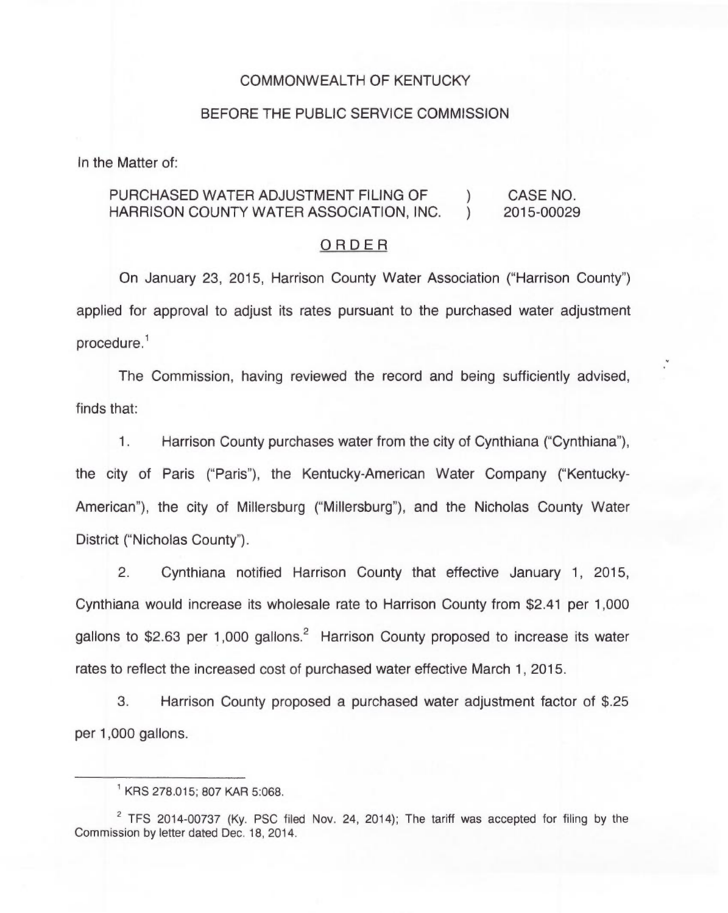COMMONWEALTH OF KENTUCKY

BEFORE THE PUBLIC SERVICE COMMISSION

In the Matter of:

| | | |
|---|---|---|
| PURCHASED WATER ADJUSTMENT FILING OF HARRISON COUNTY WATER ASSOCIATION, INC. | ) ) | CASE NO. 2015-00029 |

ORDER

On January 23, 2015, Harrison County Water Association ("Harrison County") applied for approval to adjust its rates pursuant to the purchased water adjustment procedure.[1]

The Commission, having reviewed the record and being sufficiently advised, finds that:

1. Harrison County purchases water from the city of Cynthiana ("Cynthiana"), the city of Paris ("Paris"), the Kentucky-American Water Company ("Kentucky-American"), the city of Millersburg ("Millersburg"), and the Nicholas County Water District ("Nicholas County").

2. Cynthiana notified Harrison County that effective January 1, 2015, Cynthiana would increase its wholesale rate to Harrison County from $2.41 per 1,000 gallons to $2.63 per 1,000 gallons.[2] Harrison County proposed to increase its water rates to reflect the increased cost of purchased water effective March 1, 2015.

3. Harrison County proposed a purchased water adjustment factor of $.25 per 1,000 gallons.

---

[1] KRS 278.015; 807 KAR 5:068.

[2] TFS 2014-00737 (Ky. PSC filed Nov. 24, 2014); The tariff was accepted for filing by the Commission by letter dated Dec. 18, 2014.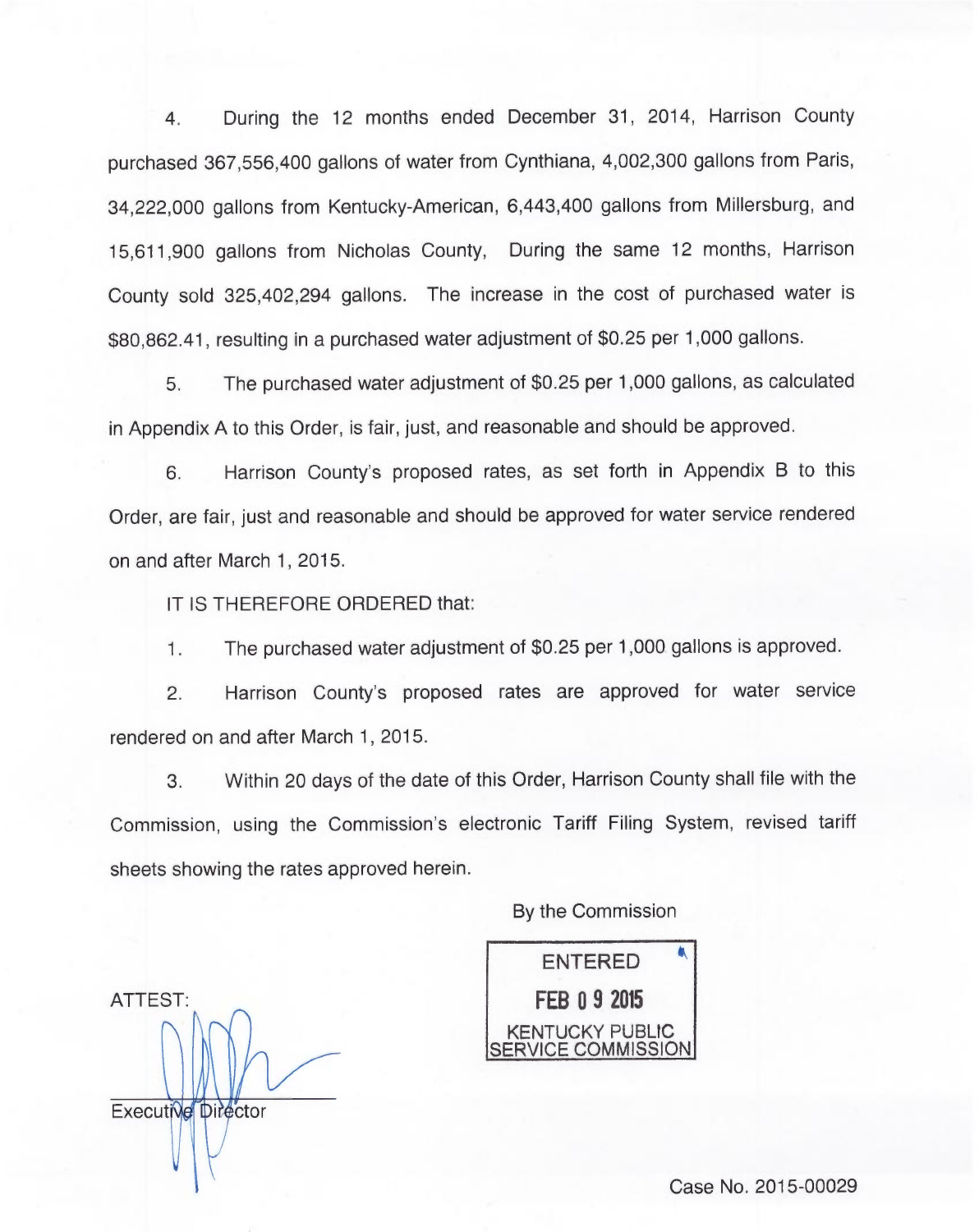4. During the 12 months ended December 31, 2014, Harrison County purchased 367,556,400 gallons of water from Cynthiana, 4,002,300 gallons from Paris, 34,222,000 gallons from Kentucky-American, 6,443,400 gallons from Millersburg, and 15,611,900 gallons from Nicholas County, During the same 12 months, Harrison County sold 325,402,294 gallons. The increase in the cost of purchased water is $80,862.41, resulting in a purchased water adjustment of $0.25 per 1,000 gallons.

5. The purchased water adjustment of $0.25 per 1,000 gallons, as calculated in Appendix A to this Order, is fair, just, and reasonable and should be approved.

6. Harrison County's proposed rates, as set forth in Appendix B to this Order, are fair, just and reasonable and should be approved for water service rendered on and after March 1, 2015.

IT IS THEREFORE ORDERED that:

1. The purchased water adjustment of $0.25 per 1,000 gallons is approved.

2. Harrison County's proposed rates are approved for water service rendered on and after March 1, 2015.

3. Within 20 days of the date of this Order, Harrison County shall file with the Commission, using the Commission's electronic Tariff Filing System, revised tariff sheets showing the rates approved herein.

By the Commission

ENTERED
FEB 09 2015
KENTUCKY PUBLIC SERVICE COMMISSION

ATTEST:

Executive Director

Case No. 2015-00029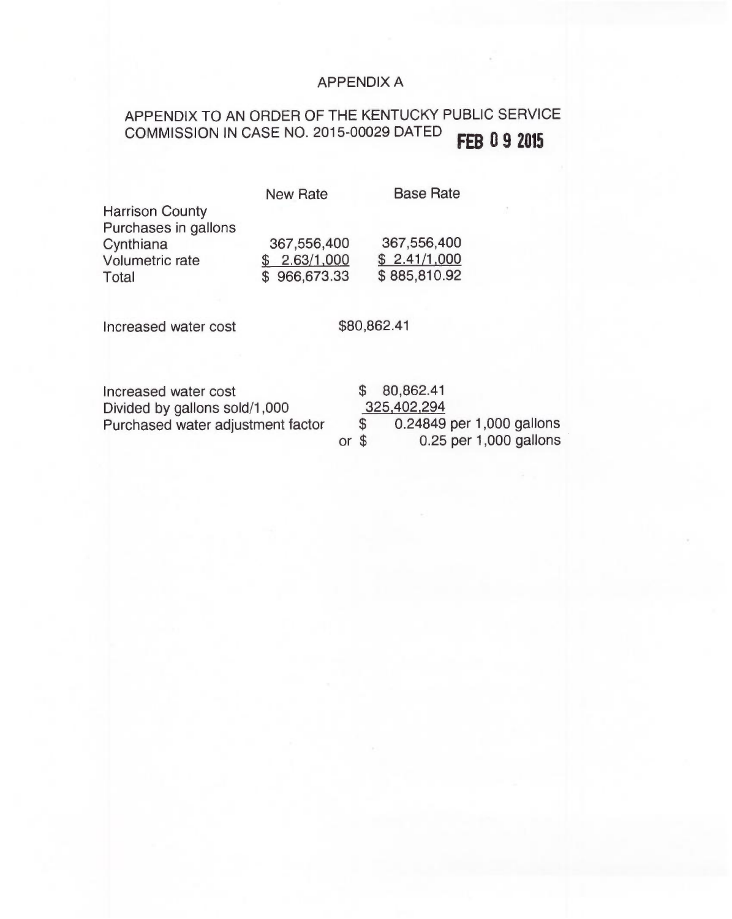# APPENDIX A

## APPENDIX TO AN ORDER OF THE KENTUCKY PUBLIC SERVICE COMMISSION IN CASE NO. 2015-00029 DATED FEB 0 9 2015

| | New Rate | Base Rate |
|---|---|---|
| Harrison County | | |
| Purchases in gallons | | |
| Cynthiana | 367,556,400 | 367,556,400 |
| Volumetric rate | $ 2.63/1,000 | $ 2.41/1,000 |
| Total | $ 966,673.33 | $ 885,810.92 |

Increased water cost $80,862.41

| | |
|---|---|
| Increased water cost | $ 80,862.41 |
| Divided by gallons sold/1,000 | 325,402,294 |
| Purchased water adjustment factor | $ 0.24849 per 1,000 gallons |
| | or $ 0.25 per 1,000 gallons |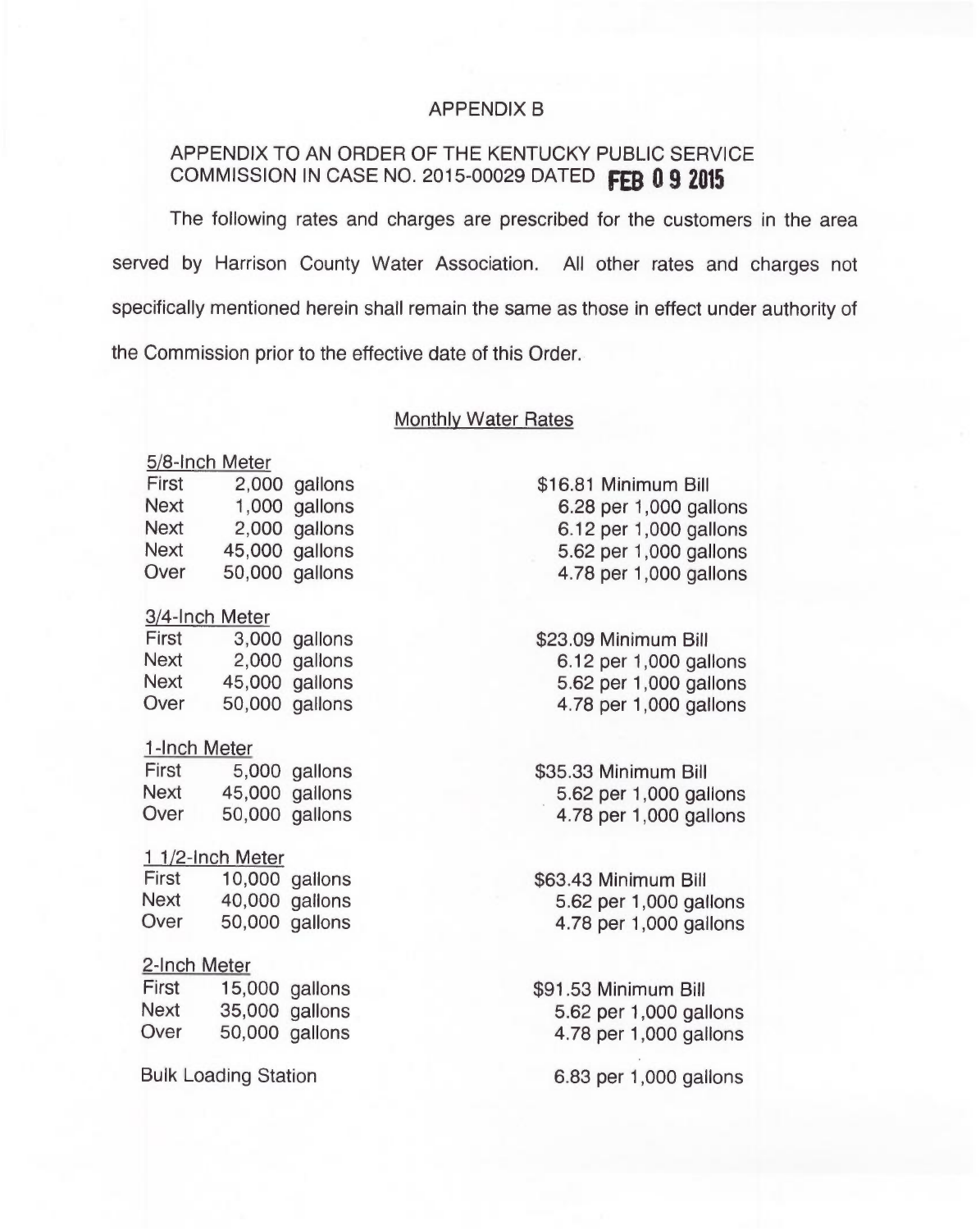# APPENDIX B

APPENDIX TO AN ORDER OF THE KENTUCKY PUBLIC SERVICE COMMISSION IN CASE NO. 2015-00029 DATED FEB 09 2015

The following rates and charges are prescribed for the customers in the area served by Harrison County Water Association. All other rates and charges not specifically mentioned herein shall remain the same as those in effect under authority of the Commission prior to the effective date of this Order.

## Monthly Water Rates

**5/8-Inch Meter**

| | | |
|---|---|---|
| First | 2,000 gallons | $16.81 Minimum Bill |
| Next | 1,000 gallons | 6.28 per 1,000 gallons |
| Next | 2,000 gallons | 6.12 per 1,000 gallons |
| Next | 45,000 gallons | 5.62 per 1,000 gallons |
| Over | 50,000 gallons | 4.78 per 1,000 gallons |

**3/4-Inch Meter**

| | | |
|---|---|---|
| First | 3,000 gallons | $23.09 Minimum Bill |
| Next | 2,000 gallons | 6.12 per 1,000 gallons |
| Next | 45,000 gallons | 5.62 per 1,000 gallons |
| Over | 50,000 gallons | 4.78 per 1,000 gallons |

**1-Inch Meter**

| | | |
|---|---|---|
| First | 5,000 gallons | $35.33 Minimum Bill |
| Next | 45,000 gallons | 5.62 per 1,000 gallons |
| Over | 50,000 gallons | 4.78 per 1,000 gallons |

**1 1/2-Inch Meter**

| | | |
|---|---|---|
| First | 10,000 gallons | $63.43 Minimum Bill |
| Next | 40,000 gallons | 5.62 per 1,000 gallons |
| Over | 50,000 gallons | 4.78 per 1,000 gallons |

**2-Inch Meter**

| | | |
|---|---|---|
| First | 15,000 gallons | $91.53 Minimum Bill |
| Next | 35,000 gallons | 5.62 per 1,000 gallons |
| Over | 50,000 gallons | 4.78 per 1,000 gallons |

Bulk Loading Station — 6.83 per 1,000 gallons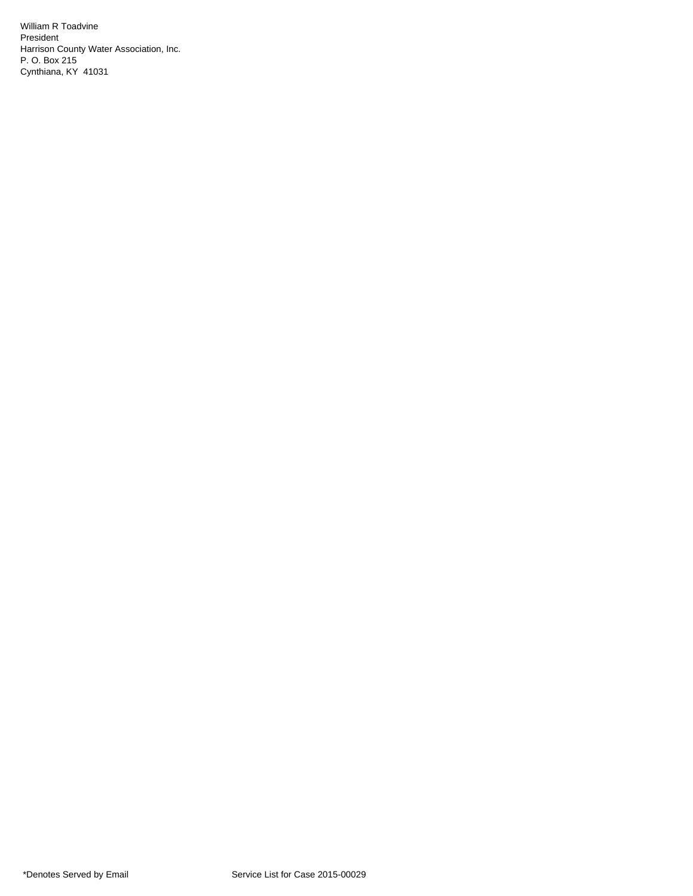William R Toadvine
President
Harrison County Water Association, Inc.
P. O. Box 215
Cynthiana, KY  41031